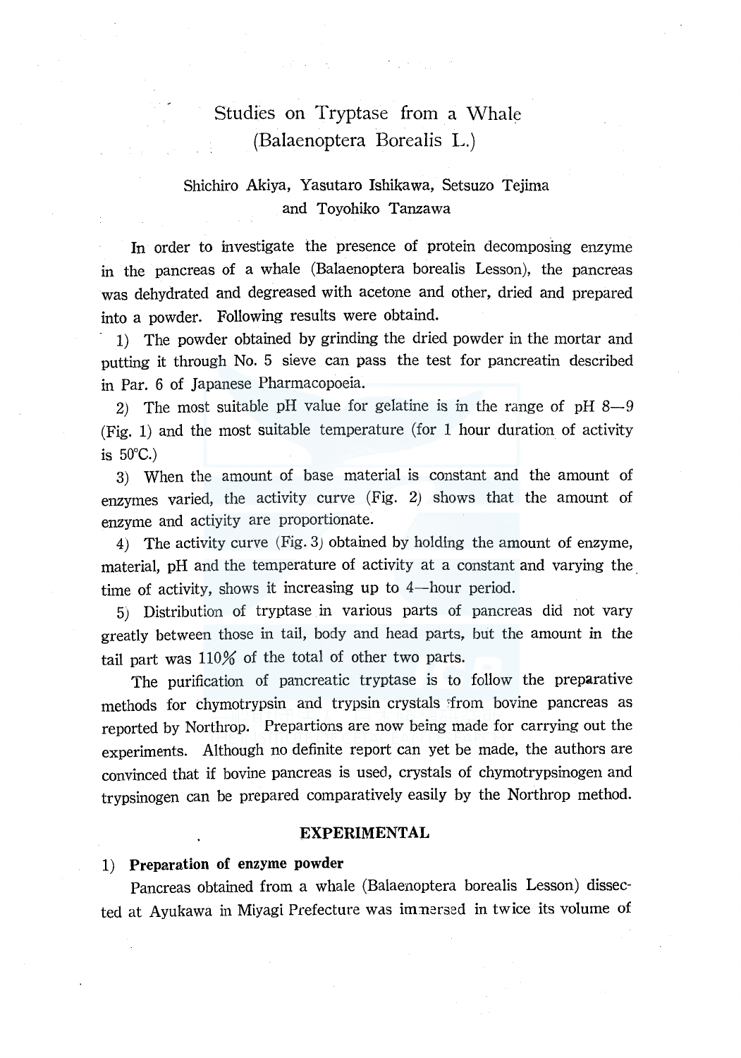# Studies on Tryptase from a Whale (Balaenoptera Borealis L.)

Shichiro Akiya, Yasutaro Ishikawa, Setsuzo Tejima and Toyohiko Tanzawa

In order to investigate the presence of protein decomposing enzyme in the pancreas of a whale (Balaenoptera borealis Lesson), the pancreas was dehydrated and degreased with acetone and other, dried and prepared into a powder. Following results were obtaind.

1) The powder obtained by grinding the dried powder in the mortar and putting it through No. 5 sieve can pass the test for pancreatin described in Par. 6 of Japanese Pharmacopoeia.

2) The most suitable pH value for gelatine is in the range of pH 8—9 (Fig. 1) and the most suitable temperature (for 1 hour duration of activity is 50°C.)

3) When the amount of base material is constant and the amount of enzymes varied, the activity curve (Fig. 2) shows that the amount of enzyme and actiyity are proportionate.

4) The activity curve (Fig. 3) obtained by holding the amount of enzyme, material, pH and the temperature of activity at a constant and varying the time of activity, shows it increasing up to 4—hour period.

5) Distribution of tryptase in various parts of pancreas did not vary greatly between those in tail, body and head parts, but the amount in the tail part was 110% of the total of other two parts.

The purification of pancreatic tryptase is to follow the preparative methods for chymotrypsin and trypsin crystals from bovine pancreas as reported by Northrop. Prepartions are now being made for carrying out the experiments. Although no definite report can yet be made, the authors are convinced that if bovine pancreas is used, crystals of chymotrypsinogen and trypsinogen can be prepared comparatively easily by the Northrop method.

## EXPERIMENTAL

### 1) Preparation of enzyme powder

Pancreas obtained from a whale (Balaenoptera borealis Lesson) dissected at Ayukawa in Miyagi Prefecture was immersed in twice its volume of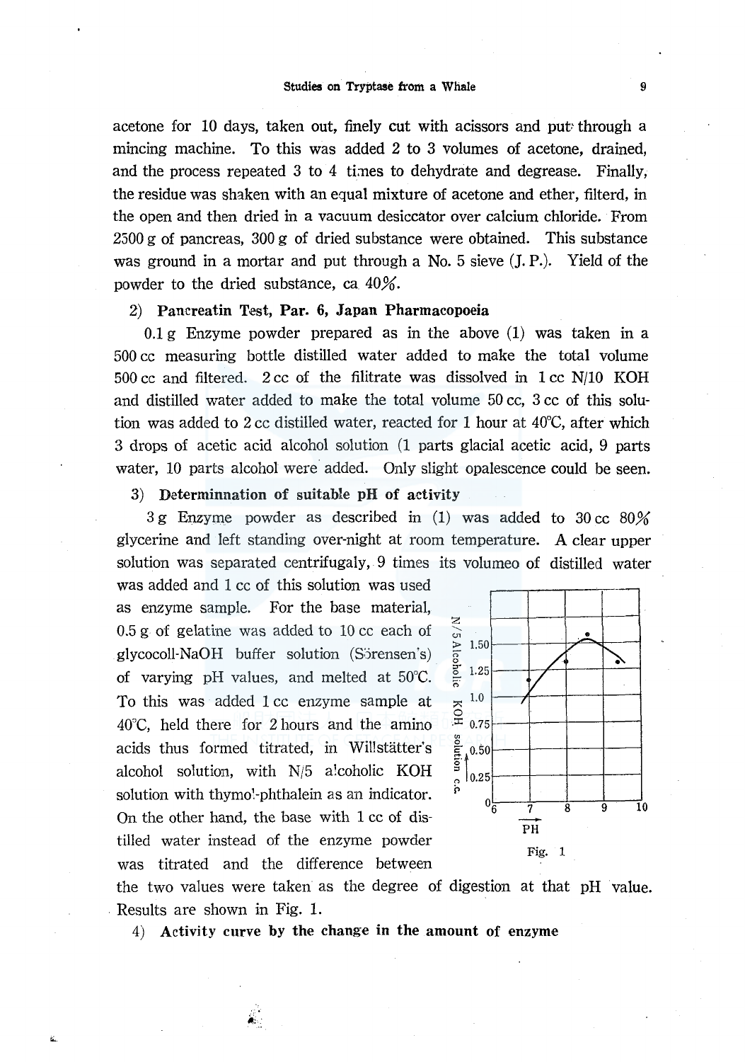acetone for 10 days, taken out, finely cut with acissors and put through a mincing machine. To this was added 2 to 3 volumes of acetone, drained, and the process repeated 3 to 4 times to dehydrate and degrease. Finally, the residue was shaken with an equal mixture of acetone and ether, filterd, in the open and then dried in a vacuum desiccator over calcium chloride. From 2500 g of pancreas, 300 g of dried substance were obtained. This substance was ground in a mortar and put through a No. 5 sieve (J. P.). Yield of the powder to the dried substance, ca 40%.

2) **Pancreatin Test, Par. 6, Japan Pharmacopoeia**

0.1 g Enzyme powder prepared as in the above (1) was taken in a 500 cc measuring bottle distilled water added to make the total volume 500 cc and filtered. 2 cc of the filtrate was dissolved in 1 cc N/10 KOH and distilled water added to make the total volume 50 cc, 3 cc of this solution was added to 2 cc distilled water, reacted for 1 hour at 40°C, after which 3 drops of acetic acid alcohol solution (1 parts glacial acetic acid, 9 parts water, 10 parts alcohol were added. Only slight opalescence could be seen.

3) **Determinnation of suitable pH of activity**

3 g Enzyme powder as described in (1) was added to 30 cc 80% glycerine and left standing over-night at room temperature. A clear upper solution was separated centrifugaly, 9 times its volumeo of distilled water was added and 1 cc of this solution was used as enzyme sample. For the base material, 0.5 g of gelatine was added to 10 cc each of glycocoll-NaOH buffer solution (Sörensen's) of varying pH values, and melted at 50°C. To this was added 1 cc enzyme sample at 40°C, held there for 2 hours and the amino acids thus formed titrated, in Willstätter's alcohol solution, with N/5 alcoholic KOH solution with thymol-phthalein as an indicator. On the other hand, the base with 1 cc of distilled water instead of the enzyme powder was titrated and the difference between the two values were taken as the degree of digestion at that pH value. Results are shown in Fig. 1.

Fig. 1

4) **Activity curve by the change in the amount of enzyme**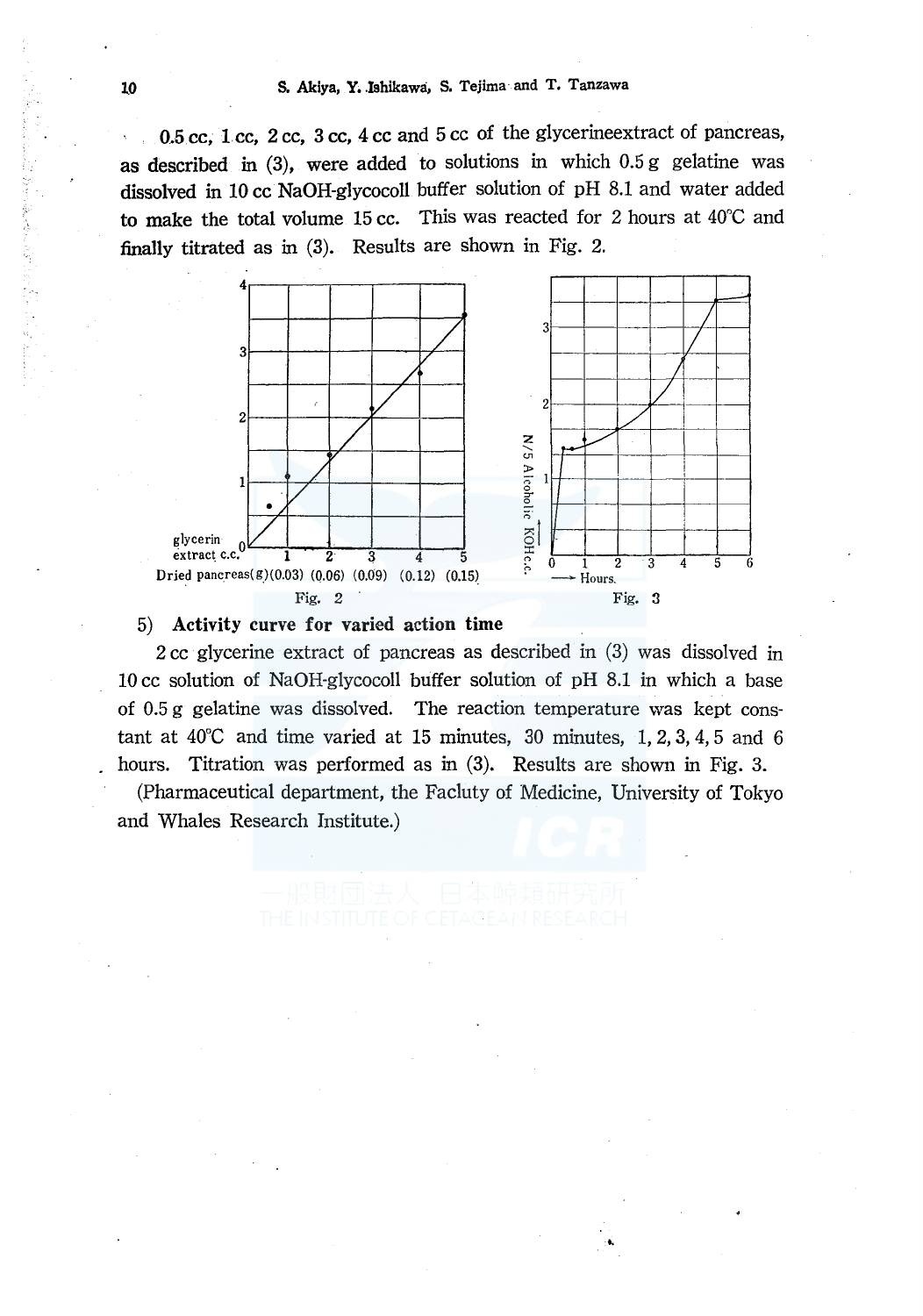0.5 cc, 1 cc, 2 cc, 3 cc, 4 cc and 5 cc of the glycerineextract of pancreas, as described in (3), were added to solutions in which 0.5 g gelatine was dissolved in 10 cc NaOH-glycocoll buffer solution of pH 8.1 and water added to make the total volume 15 cc. This was reacted for 2 hours at 40°C and finally titrated as in (3). Results are shown in Fig. 2.

4
3
2
1
glycerin extract c.c. 0 1 2 3 4 5
Dried pancreas(g)(0.03) (0.06) (0.09) (0.12) (0.15)

Fig. 2

3
2
1
N/5 Alcoholic KOH c.c.
0 1 2 3 4 5 6
→ Hours.

Fig. 3

5) **Activity curve for varied action time**

2 cc glycerine extract of pancreas as described in (3) was dissolved in 10 cc solution of NaOH-glycocoll buffer solution of pH 8.1 in which a base of 0.5 g gelatine was dissolved. The reaction temperature was kept constant at 40°C and time varied at 15 minutes, 30 minutes, 1, 2, 3, 4, 5 and 6 hours. Titration was performed as in (3). Results are shown in Fig. 3.

(Pharmaceutical department, the Facluty of Medicine, University of Tokyo and Whales Research Institute.)